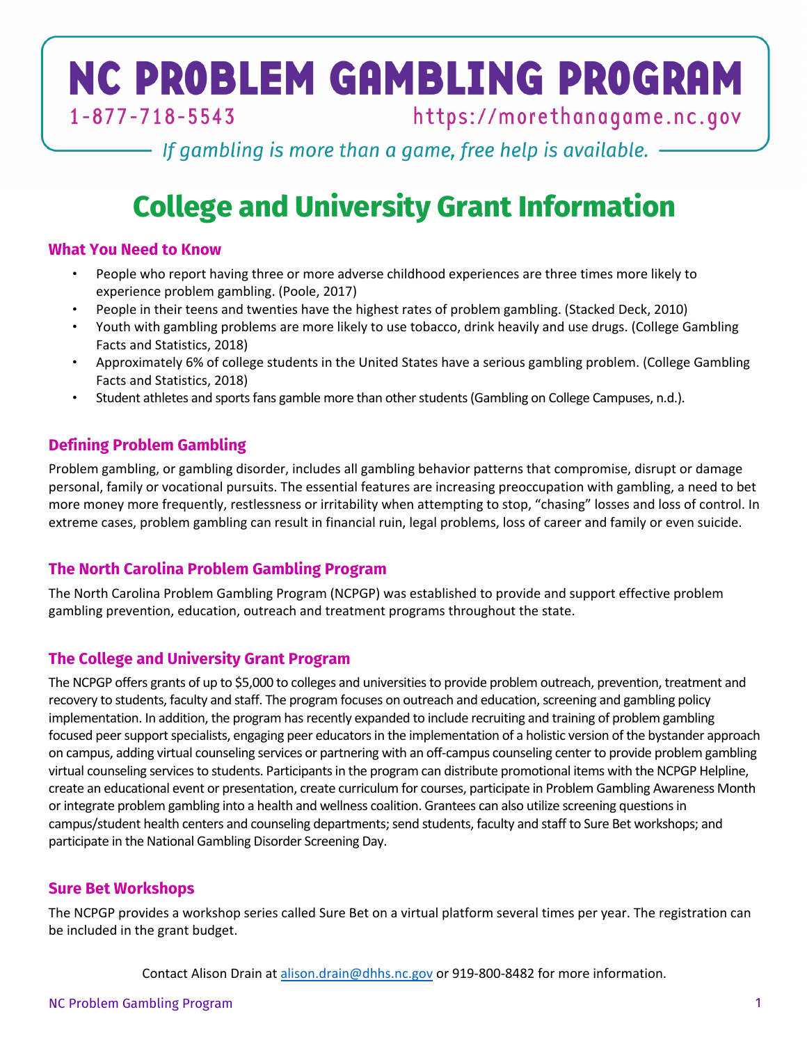# NC PROBLEM GAMBLING PROGRAM

1-877-718-5543 https://morethanagame.nc.gov

*If gambling is more than a game, free help is available.*

# College and University Grant Information

### What You Need to Know

- People who report having three or more adverse childhood experiences are three times more likely to experience problem gambling. (Poole, 2017)
- People in their teens and twenties have the highest rates of problem gambling. (Stacked Deck, 2010)
- Youth with gambling problems are more likely to use tobacco, drink heavily and use drugs. (College Gambling Facts and Statistics, 2018)
- Approximately 6% of college students in the United States have a serious gambling problem. (College Gambling Facts and Statistics, 2018)
- Student athletes and sports fans gamble more than other students (Gambling on College Campuses, n.d.).

### Defining Problem Gambling

Problem gambling, or gambling disorder, includes all gambling behavior patterns that compromise, disrupt or damage personal, family or vocational pursuits. The essential features are increasing preoccupation with gambling, a need to bet more money more frequently, restlessness or irritability when attempting to stop, "chasing" losses and loss of control. In extreme cases, problem gambling can result in financial ruin, legal problems, loss of career and family or even suicide.

### The North Carolina Problem Gambling Program

The North Carolina Problem Gambling Program (NCPGP) was established to provide and support effective problem gambling prevention, education, outreach and treatment programs throughout the state.

### The College and University Grant Program

The NCPGP offers grants of up to $5,000 to colleges and universities to provide problem outreach, prevention, treatment and recovery to students, faculty and staff. The program focuses on outreach and education, screening and gambling policy implementation. In addition, the program has recently expanded to include recruiting and training of problem gambling focused peer support specialists, engaging peer educators in the implementation of a holistic version of the bystander approach on campus, adding virtual counseling services or partnering with an off-campus counseling center to provide problem gambling virtual counseling services to students. Participants in the program can distribute promotional items with the NCPGP Helpline, create an educational event or presentation, create curriculum for courses, participate in Problem Gambling Awareness Month or integrate problem gambling into a health and wellness coalition. Grantees can also utilize screening questions in campus/student health centers and counseling departments; send students, faculty and staff to Sure Bet workshops; and participate in the National Gambling Disorder Screening Day.

### Sure Bet Workshops

The NCPGP provides a workshop series called Sure Bet on a virtual platform several times per year. The registration can be included in the grant budget.

Contact Alison Drain at alison.drain@dhhs.nc.gov or 919-800-8482 for more information.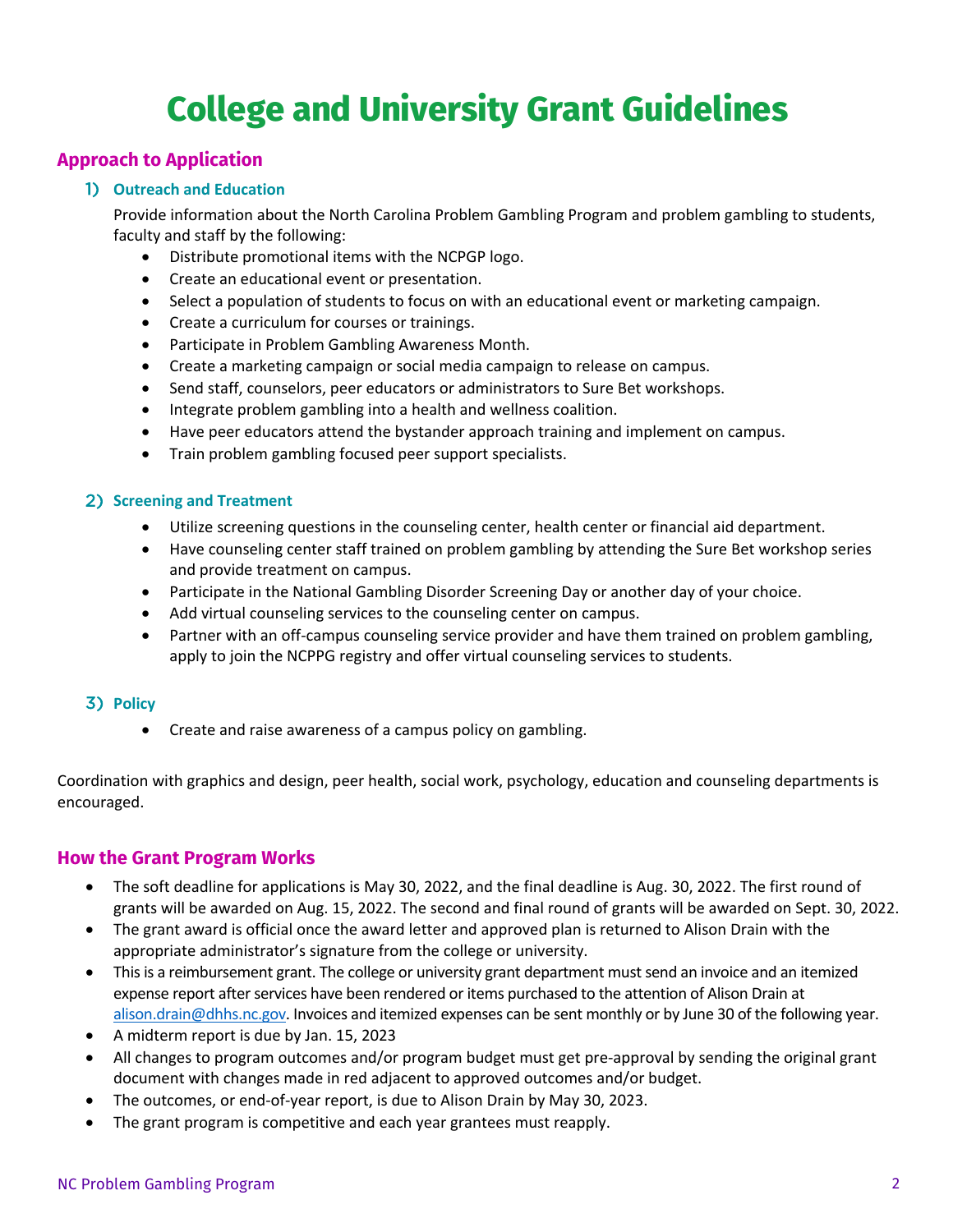# College and University Grant Guidelines

## Approach to Application

### 1) Outreach and Education

Provide information about the North Carolina Problem Gambling Program and problem gambling to students, faculty and staff by the following:

- Distribute promotional items with the NCPGP logo.
- Create an educational event or presentation.
- Select a population of students to focus on with an educational event or marketing campaign.
- Create a curriculum for courses or trainings.
- Participate in Problem Gambling Awareness Month.
- Create a marketing campaign or social media campaign to release on campus.
- Send staff, counselors, peer educators or administrators to Sure Bet workshops.
- Integrate problem gambling into a health and wellness coalition.
- Have peer educators attend the bystander approach training and implement on campus.
- Train problem gambling focused peer support specialists.

### 2) Screening and Treatment

- Utilize screening questions in the counseling center, health center or financial aid department.
- Have counseling center staff trained on problem gambling by attending the Sure Bet workshop series and provide treatment on campus.
- Participate in the National Gambling Disorder Screening Day or another day of your choice.
- Add virtual counseling services to the counseling center on campus.
- Partner with an off-campus counseling service provider and have them trained on problem gambling, apply to join the NCPPG registry and offer virtual counseling services to students.

### 3) Policy

- Create and raise awareness of a campus policy on gambling.

Coordination with graphics and design, peer health, social work, psychology, education and counseling departments is encouraged.

## How the Grant Program Works

- The soft deadline for applications is May 30, 2022, and the final deadline is Aug. 30, 2022. The first round of grants will be awarded on Aug. 15, 2022. The second and final round of grants will be awarded on Sept. 30, 2022.
- The grant award is official once the award letter and approved plan is returned to Alison Drain with the appropriate administrator's signature from the college or university.
- This is a reimbursement grant. The college or university grant department must send an invoice and an itemized expense report after services have been rendered or items purchased to the attention of Alison Drain at alison.drain@dhhs.nc.gov. Invoices and itemized expenses can be sent monthly or by June 30 of the following year.
- A midterm report is due by Jan. 15, 2023
- All changes to program outcomes and/or program budget must get pre-approval by sending the original grant document with changes made in red adjacent to approved outcomes and/or budget.
- The outcomes, or end-of-year report, is due to Alison Drain by May 30, 2023.
- The grant program is competitive and each year grantees must reapply.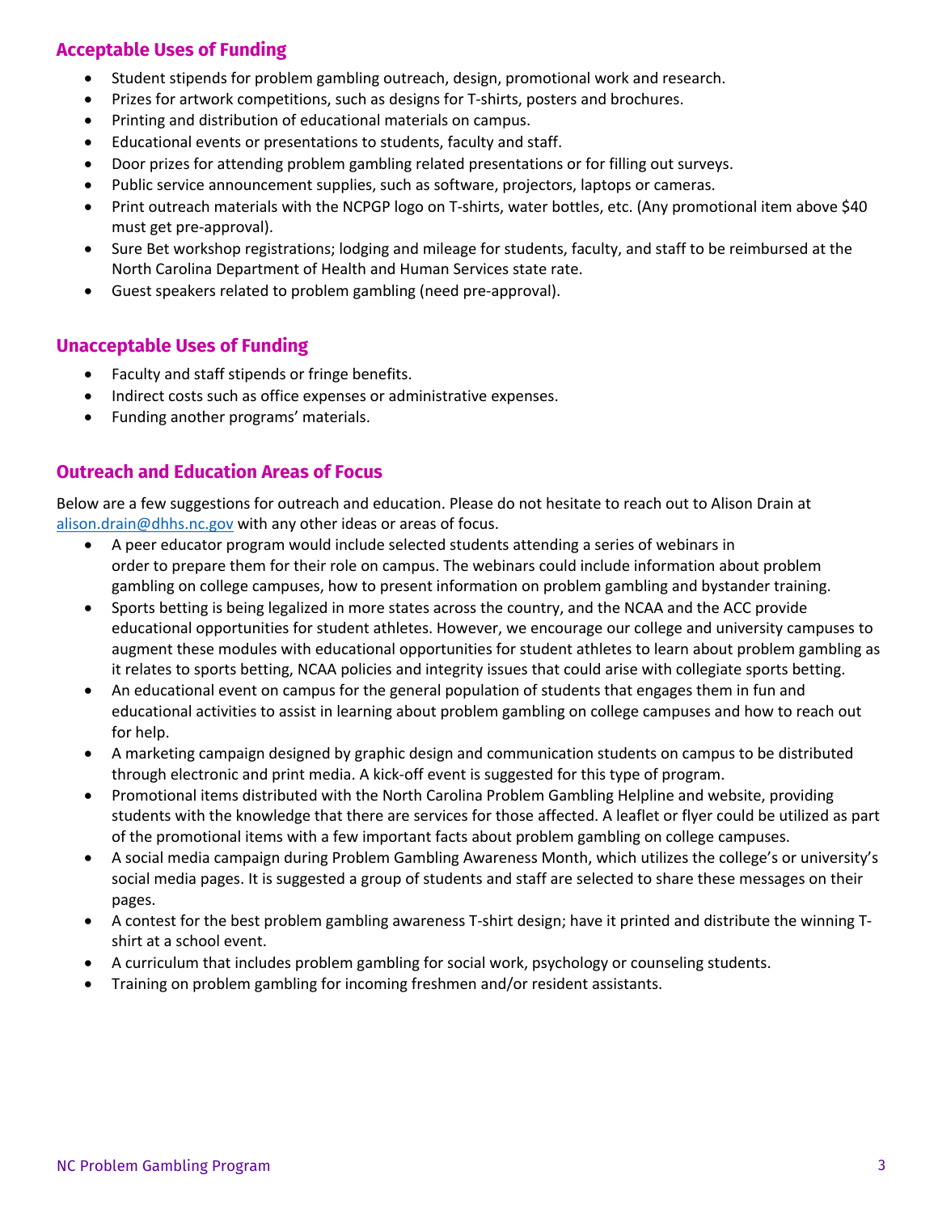## Acceptable Uses of Funding

- Student stipends for problem gambling outreach, design, promotional work and research.
- Prizes for artwork competitions, such as designs for T-shirts, posters and brochures.
- Printing and distribution of educational materials on campus.
- Educational events or presentations to students, faculty and staff.
- Door prizes for attending problem gambling related presentations or for filling out surveys.
- Public service announcement supplies, such as software, projectors, laptops or cameras.
- Print outreach materials with the NCPGP logo on T-shirts, water bottles, etc. (Any promotional item above $40 must get pre-approval).
- Sure Bet workshop registrations; lodging and mileage for students, faculty, and staff to be reimbursed at the North Carolina Department of Health and Human Services state rate.
- Guest speakers related to problem gambling (need pre-approval).

## Unacceptable Uses of Funding

- Faculty and staff stipends or fringe benefits.
- Indirect costs such as office expenses or administrative expenses.
- Funding another programs' materials.

## Outreach and Education Areas of Focus

Below are a few suggestions for outreach and education. Please do not hesitate to reach out to Alison Drain at alison.drain@dhhs.nc.gov with any other ideas or areas of focus.

- A peer educator program would include selected students attending a series of webinars in order to prepare them for their role on campus. The webinars could include information about problem gambling on college campuses, how to present information on problem gambling and bystander training.
- Sports betting is being legalized in more states across the country, and the NCAA and the ACC provide educational opportunities for student athletes. However, we encourage our college and university campuses to augment these modules with educational opportunities for student athletes to learn about problem gambling as it relates to sports betting, NCAA policies and integrity issues that could arise with collegiate sports betting.
- An educational event on campus for the general population of students that engages them in fun and educational activities to assist in learning about problem gambling on college campuses and how to reach out for help.
- A marketing campaign designed by graphic design and communication students on campus to be distributed through electronic and print media. A kick-off event is suggested for this type of program.
- Promotional items distributed with the North Carolina Problem Gambling Helpline and website, providing students with the knowledge that there are services for those affected. A leaflet or flyer could be utilized as part of the promotional items with a few important facts about problem gambling on college campuses.
- A social media campaign during Problem Gambling Awareness Month, which utilizes the college's or university's social media pages. It is suggested a group of students and staff are selected to share these messages on their pages.
- A contest for the best problem gambling awareness T-shirt design; have it printed and distribute the winning T-shirt at a school event.
- A curriculum that includes problem gambling for social work, psychology or counseling students.
- Training on problem gambling for incoming freshmen and/or resident assistants.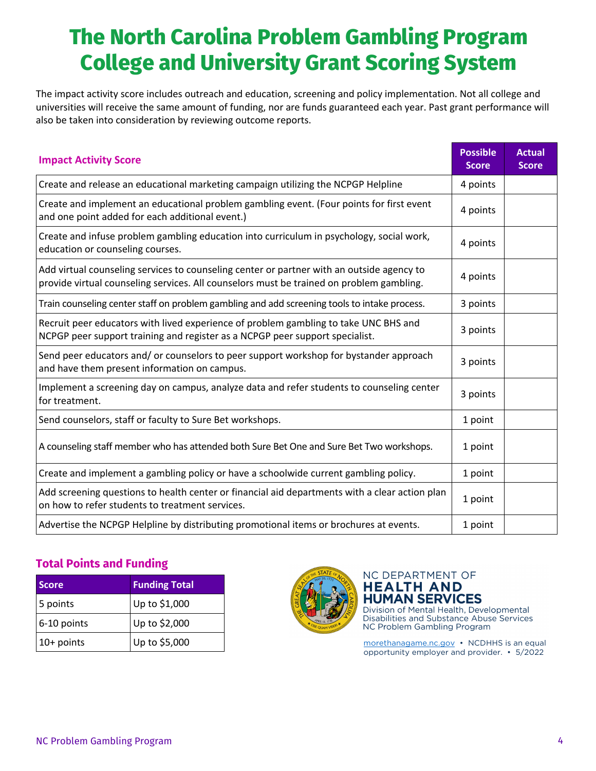# The North Carolina Problem Gambling Program College and University Grant Scoring System

The impact activity score includes outreach and education, screening and policy implementation. Not all college and universities will receive the same amount of funding, nor are funds guaranteed each year. Past grant performance will also be taken into consideration by reviewing outcome reports.

| Impact Activity Score | Possible Score | Actual Score |
|---|---|---|
| Create and release an educational marketing campaign utilizing the NCPGP Helpline | 4 points | |
| Create and implement an educational problem gambling event. (Four points for first event and one point added for each additional event.) | 4 points | |
| Create and infuse problem gambling education into curriculum in psychology, social work, education or counseling courses. | 4 points | |
| Add virtual counseling services to counseling center or partner with an outside agency to provide virtual counseling services. All counselors must be trained on problem gambling. | 4 points | |
| Train counseling center staff on problem gambling and add screening tools to intake process. | 3 points | |
| Recruit peer educators with lived experience of problem gambling to take UNC BHS and NCPGP peer support training and register as a NCPGP peer support specialist. | 3 points | |
| Send peer educators and/ or counselors to peer support workshop for bystander approach and have them present information on campus. | 3 points | |
| Implement a screening day on campus, analyze data and refer students to counseling center for treatment. | 3 points | |
| Send counselors, staff or faculty to Sure Bet workshops. | 1 point | |
| A counseling staff member who has attended both Sure Bet One and Sure Bet Two workshops. | 1 point | |
| Create and implement a gambling policy or have a schoolwide current gambling policy. | 1 point | |
| Add screening questions to health center or financial aid departments with a clear action plan on how to refer students to treatment services. | 1 point | |
| Advertise the NCPGP Helpline by distributing promotional items or brochures at events. | 1 point | |

## Total Points and Funding

| Score | Funding Total |
|---|---|
| 5 points | Up to $1,000 |
| 6-10 points | Up to $2,000 |
| 10+ points | Up to $5,000 |

NC DEPARTMENT OF HEALTH AND HUMAN SERVICES
Division of Mental Health, Developmental Disabilities and Substance Abuse Services
NC Problem Gambling Program

morethanagame.nc.gov • NCDHHS is an equal opportunity employer and provider. • 5/2022